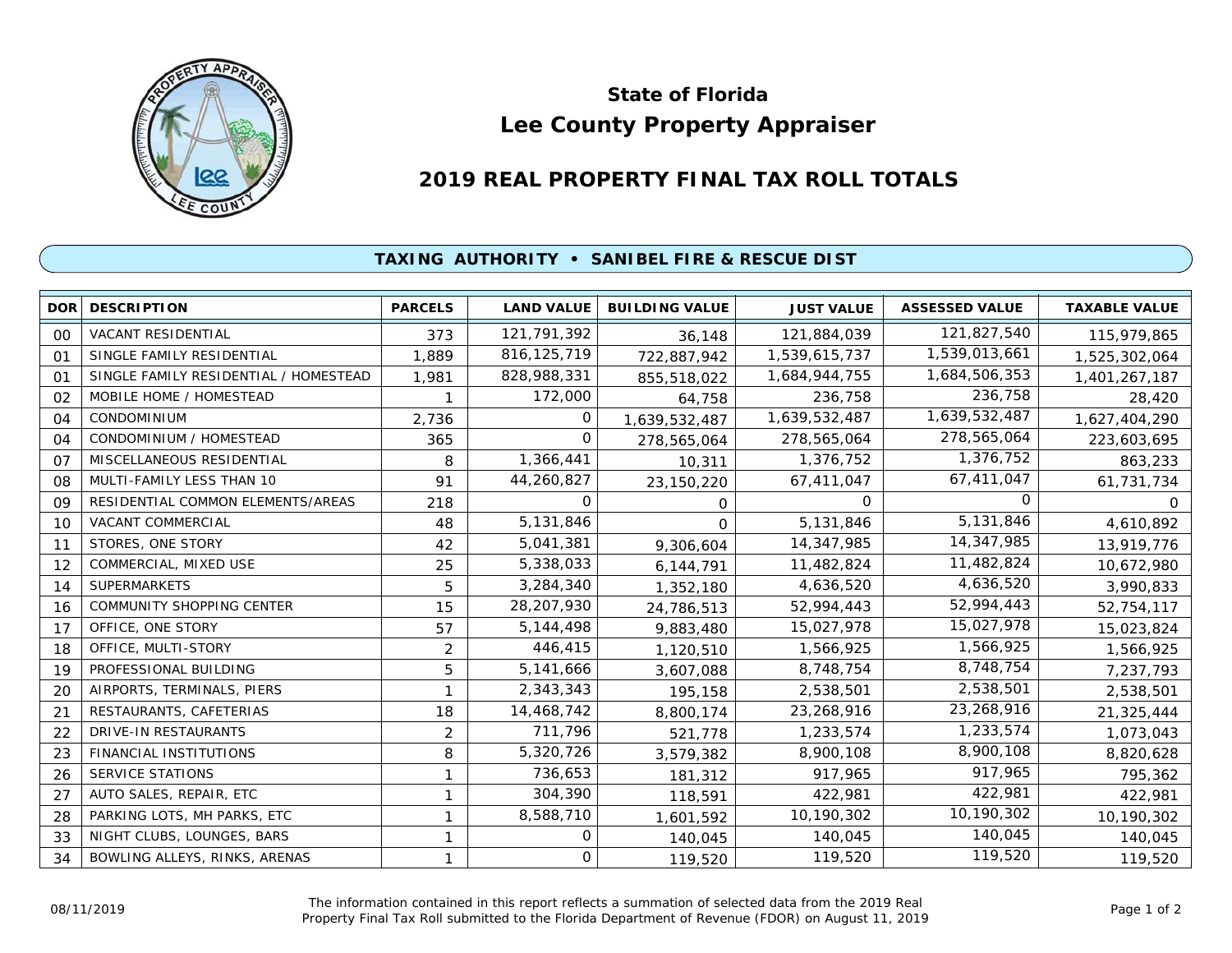# State of Florida

# Lee County Property Appraiser

## 2019 REAL PROPERTY FINAL TAX ROLL TOTALS

### TAXING AUTHORITY • SANIBEL FIRE & RESCUE DIST

| DOR | DESCRIPTION | PARCELS | LAND VALUE | BUILDING VALUE | JUST VALUE | ASSESSED VALUE | TAXABLE VALUE |
|---|---|---|---|---|---|---|---|
| 00 | VACANT RESIDENTIAL | 373 | 121,791,392 | 36,148 | 121,884,039 | 121,827,540 | 115,979,865 |
| 01 | SINGLE FAMILY RESIDENTIAL | 1,889 | 816,125,719 | 722,887,942 | 1,539,615,737 | 1,539,013,661 | 1,525,302,064 |
| 01 | SINGLE FAMILY RESIDENTIAL / HOMESTEAD | 1,981 | 828,988,331 | 855,518,022 | 1,684,944,755 | 1,684,506,353 | 1,401,267,187 |
| 02 | MOBILE HOME / HOMESTEAD | 1 | 172,000 | 64,758 | 236,758 | 236,758 | 28,420 |
| 04 | CONDOMINIUM | 2,736 | 0 | 1,639,532,487 | 1,639,532,487 | 1,639,532,487 | 1,627,404,290 |
| 04 | CONDOMINIUM / HOMESTEAD | 365 | 0 | 278,565,064 | 278,565,064 | 278,565,064 | 223,603,695 |
| 07 | MISCELLANEOUS RESIDENTIAL | 8 | 1,366,441 | 10,311 | 1,376,752 | 1,376,752 | 863,233 |
| 08 | MULTI-FAMILY LESS THAN 10 | 91 | 44,260,827 | 23,150,220 | 67,411,047 | 67,411,047 | 61,731,734 |
| 09 | RESIDENTIAL COMMON ELEMENTS/AREAS | 218 | 0 | 0 | 0 | 0 | 0 |
| 10 | VACANT COMMERCIAL | 48 | 5,131,846 | 0 | 5,131,846 | 5,131,846 | 4,610,892 |
| 11 | STORES, ONE STORY | 42 | 5,041,381 | 9,306,604 | 14,347,985 | 14,347,985 | 13,919,776 |
| 12 | COMMERCIAL, MIXED USE | 25 | 5,338,033 | 6,144,791 | 11,482,824 | 11,482,824 | 10,672,980 |
| 14 | SUPERMARKETS | 5 | 3,284,340 | 1,352,180 | 4,636,520 | 4,636,520 | 3,990,833 |
| 16 | COMMUNITY SHOPPING CENTER | 15 | 28,207,930 | 24,786,513 | 52,994,443 | 52,994,443 | 52,754,117 |
| 17 | OFFICE, ONE STORY | 57 | 5,144,498 | 9,883,480 | 15,027,978 | 15,027,978 | 15,023,824 |
| 18 | OFFICE, MULTI-STORY | 2 | 446,415 | 1,120,510 | 1,566,925 | 1,566,925 | 1,566,925 |
| 19 | PROFESSIONAL BUILDING | 5 | 5,141,666 | 3,607,088 | 8,748,754 | 8,748,754 | 7,237,793 |
| 20 | AIRPORTS, TERMINALS, PIERS | 1 | 2,343,343 | 195,158 | 2,538,501 | 2,538,501 | 2,538,501 |
| 21 | RESTAURANTS, CAFETERIAS | 18 | 14,468,742 | 8,800,174 | 23,268,916 | 23,268,916 | 21,325,444 |
| 22 | DRIVE-IN RESTAURANTS | 2 | 711,796 | 521,778 | 1,233,574 | 1,233,574 | 1,073,043 |
| 23 | FINANCIAL INSTITUTIONS | 8 | 5,320,726 | 3,579,382 | 8,900,108 | 8,900,108 | 8,820,628 |
| 26 | SERVICE STATIONS | 1 | 736,653 | 181,312 | 917,965 | 917,965 | 795,362 |
| 27 | AUTO SALES, REPAIR, ETC | 1 | 304,390 | 118,591 | 422,981 | 422,981 | 422,981 |
| 28 | PARKING LOTS, MH PARKS, ETC | 1 | 8,588,710 | 1,601,592 | 10,190,302 | 10,190,302 | 10,190,302 |
| 33 | NIGHT CLUBS, LOUNGES, BARS | 1 | 0 | 140,045 | 140,045 | 140,045 | 140,045 |
| 34 | BOWLING ALLEYS, RINKS, ARENAS | 1 | 0 | 119,520 | 119,520 | 119,520 | 119,520 |

08/11/2019

The information contained in this report reflects a summation of selected data from the 2019 Real Property Final Tax Roll submitted to the Florida Department of Revenue (FDOR) on August 11, 2019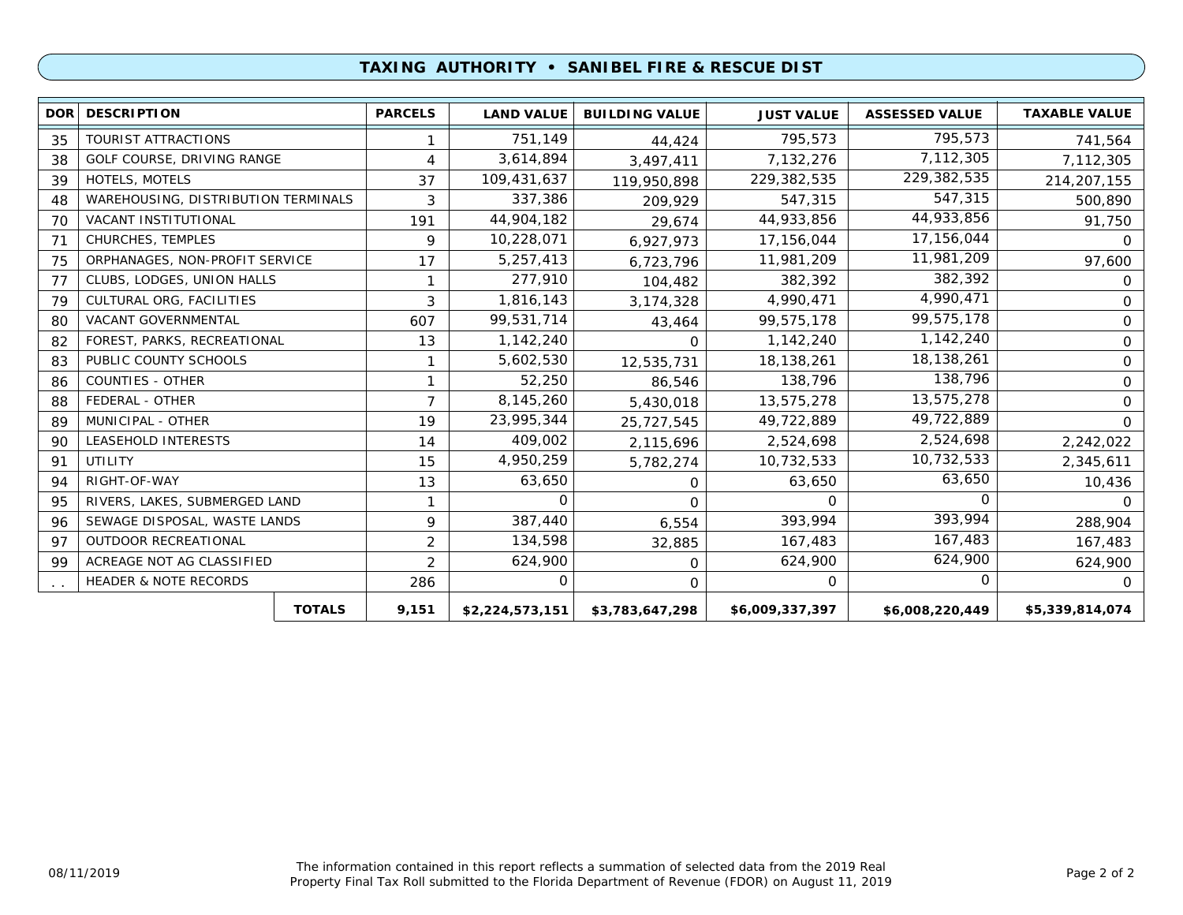## TAXING AUTHORITY • SANIBEL FIRE & RESCUE DIST

| DOR | DESCRIPTION | PARCELS | LAND VALUE | BUILDING VALUE | JUST VALUE | ASSESSED VALUE | TAXABLE VALUE |
|---|---|---|---|---|---|---|---|
| 35 | TOURIST ATTRACTIONS | 1 | 751,149 | 44,424 | 795,573 | 795,573 | 741,564 |
| 38 | GOLF COURSE, DRIVING RANGE | 4 | 3,614,894 | 3,497,411 | 7,132,276 | 7,112,305 | 7,112,305 |
| 39 | HOTELS, MOTELS | 37 | 109,431,637 | 119,950,898 | 229,382,535 | 229,382,535 | 214,207,155 |
| 48 | WAREHOUSING, DISTRIBUTION TERMINALS | 3 | 337,386 | 209,929 | 547,315 | 547,315 | 500,890 |
| 70 | VACANT INSTITUTIONAL | 191 | 44,904,182 | 29,674 | 44,933,856 | 44,933,856 | 91,750 |
| 71 | CHURCHES, TEMPLES | 9 | 10,228,071 | 6,927,973 | 17,156,044 | 17,156,044 | 0 |
| 75 | ORPHANAGES, NON-PROFIT SERVICE | 17 | 5,257,413 | 6,723,796 | 11,981,209 | 11,981,209 | 97,600 |
| 77 | CLUBS, LODGES, UNION HALLS | 1 | 277,910 | 104,482 | 382,392 | 382,392 | 0 |
| 79 | CULTURAL ORG, FACILITIES | 3 | 1,816,143 | 3,174,328 | 4,990,471 | 4,990,471 | 0 |
| 80 | VACANT GOVERNMENTAL | 607 | 99,531,714 | 43,464 | 99,575,178 | 99,575,178 | 0 |
| 82 | FOREST, PARKS, RECREATIONAL | 13 | 1,142,240 | 0 | 1,142,240 | 1,142,240 | 0 |
| 83 | PUBLIC COUNTY SCHOOLS | 1 | 5,602,530 | 12,535,731 | 18,138,261 | 18,138,261 | 0 |
| 86 | COUNTIES - OTHER | 1 | 52,250 | 86,546 | 138,796 | 138,796 | 0 |
| 88 | FEDERAL - OTHER | 7 | 8,145,260 | 5,430,018 | 13,575,278 | 13,575,278 | 0 |
| 89 | MUNICIPAL - OTHER | 19 | 23,995,344 | 25,727,545 | 49,722,889 | 49,722,889 | 0 |
| 90 | LEASEHOLD INTERESTS | 14 | 409,002 | 2,115,696 | 2,524,698 | 2,524,698 | 2,242,022 |
| 91 | UTILITY | 15 | 4,950,259 | 5,782,274 | 10,732,533 | 10,732,533 | 2,345,611 |
| 94 | RIGHT-OF-WAY | 13 | 63,650 | 0 | 63,650 | 63,650 | 10,436 |
| 95 | RIVERS, LAKES, SUBMERGED LAND | 1 | 0 | 0 | 0 | 0 | 0 |
| 96 | SEWAGE DISPOSAL, WASTE LANDS | 9 | 387,440 | 6,554 | 393,994 | 393,994 | 288,904 |
| 97 | OUTDOOR RECREATIONAL | 2 | 134,598 | 32,885 | 167,483 | 167,483 | 167,483 |
| 99 | ACREAGE NOT AG CLASSIFIED | 2 | 624,900 | 0 | 624,900 | 624,900 | 624,900 |
| . . | HEADER & NOTE RECORDS | 286 | 0 | 0 | 0 | 0 | 0 |
| | **TOTALS** | **9,151** | **$2,224,573,151** | **$3,783,647,298** | **$6,009,337,397** | **$6,008,220,449** | **$5,339,814,074** |

08/11/2019

The information contained in this report reflects a summation of selected data from the 2019 Real Property Final Tax Roll submitted to the Florida Department of Revenue (FDOR) on August 11, 2019